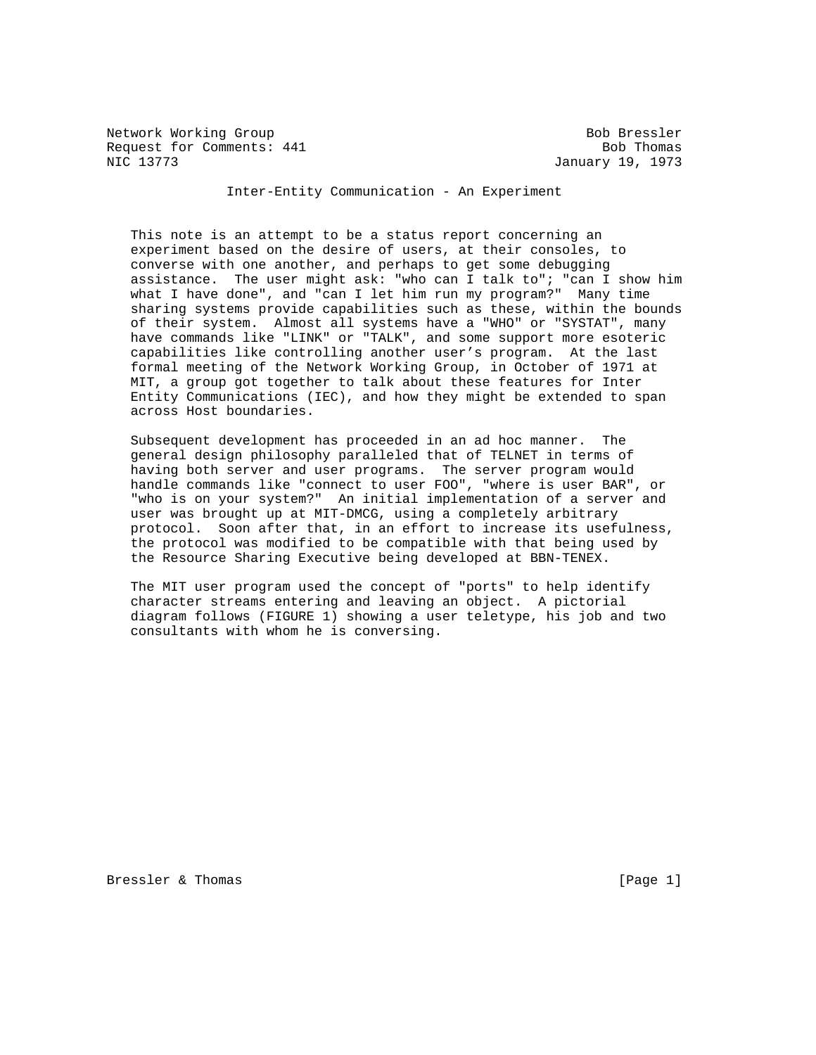Network Working Group                                        Bob Bressler
Request for Comments: 441                                      Bob Thomas
NIC 13773                                                January 19, 1973

# Inter-Entity Communication - An Experiment

This note is an attempt to be a status report concerning an experiment based on the desire of users, at their consoles, to converse with one another, and perhaps to get some debugging assistance. The user might ask: "who can I talk to"; "can I show him what I have done", and "can I let him run my program?" Many time sharing systems provide capabilities such as these, within the bounds of their system. Almost all systems have a "WHO" or "SYSTAT", many have commands like "LINK" or "TALK", and some support more esoteric capabilities like controlling another user’s program. At the last formal meeting of the Network Working Group, in October of 1971 at MIT, a group got together to talk about these features for Inter Entity Communications (IEC), and how they might be extended to span across Host boundaries.

Subsequent development has proceeded in an ad hoc manner. The general design philosophy paralleled that of TELNET in terms of having both server and user programs. The server program would handle commands like "connect to user FOO", "where is user BAR", or "who is on your system?" An initial implementation of a server and user was brought up at MIT-DMCG, using a completely arbitrary protocol. Soon after that, in an effort to increase its usefulness, the protocol was modified to be compatible with that being used by the Resource Sharing Executive being developed at BBN-TENEX.

The MIT user program used the concept of "ports" to help identify character streams entering and leaving an object. A pictorial diagram follows (FIGURE 1) showing a user teletype, his job and two consultants with whom he is conversing.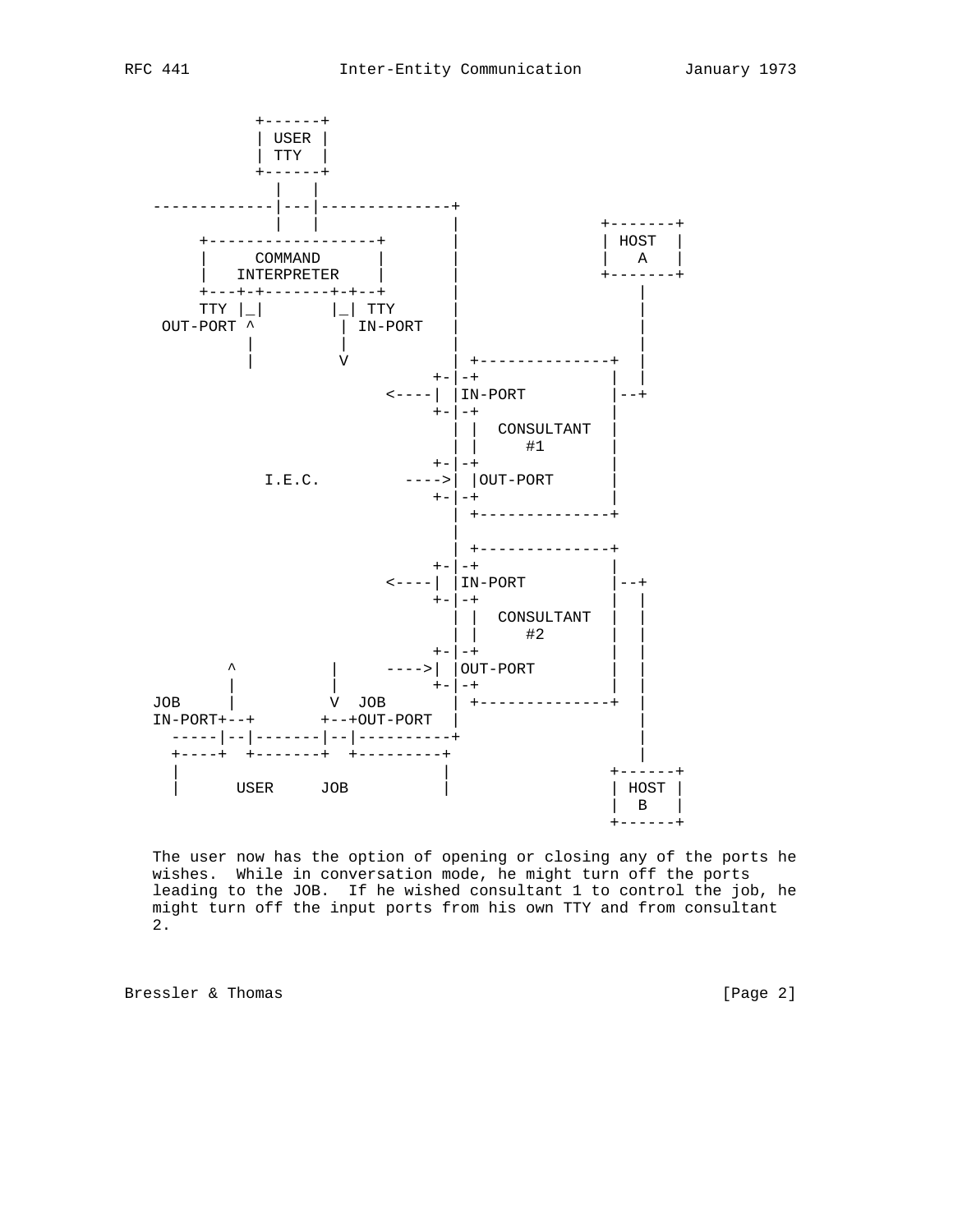```
           +------+
           | USER |
           | TTY  |
           +------+
             |   |
-------------|---|--------------+
             |   |              |            +-------+
      +------------------+      |            | HOST  |
      |     COMMAND      |      |            |   A   |
      |   INTERPRETER    |      |            +-------+
      +---+-+-------+-+--+      |                |
      TTY |_|       |_| TTY     |                |
  OUT-PORT ^         | IN-PORT  |                |
           |         |          |                |
           |         V          | +--------------+  |
                              +-|-+             |  |
                         <----| |IN-PORT        |--+
                              +-|-+             |
                                | |  CONSULTANT |
                                | |     #1      |
                              +-|-+             |
           I.E.C.         ---->| |OUT-PORT      |
                              +-|-+             |
                                | +--------------+
                                |
                                | +--------------+
                              +-|-+             |
                         <----| |IN-PORT        |--+
                              +-|-+             |  |
                                | |  CONSULTANT |  |
                                | |     #2      |  |
                              +-|-+             |  |
        ^          |     ---->| |OUT-PORT       |  |
        |          |          +-|-+             |  |
JOB     |          V  JOB       | +--------------+  |
IN-PORT+--+       +--+OUT-PORT  |                   |
  -----|--|-------|--|----------+                   |
  +----+  +-------+  +---------+                    |
  |                          |                 +------+
  |      USER     JOB        |                 | HOST |
                                               |  B   |
                                               +------+
```

The user now has the option of opening or closing any of the ports he wishes. While in conversation mode, he might turn off the ports leading to the JOB. If he wished consultant 1 to control the job, he might turn off the input ports from his own TTY and from consultant 2.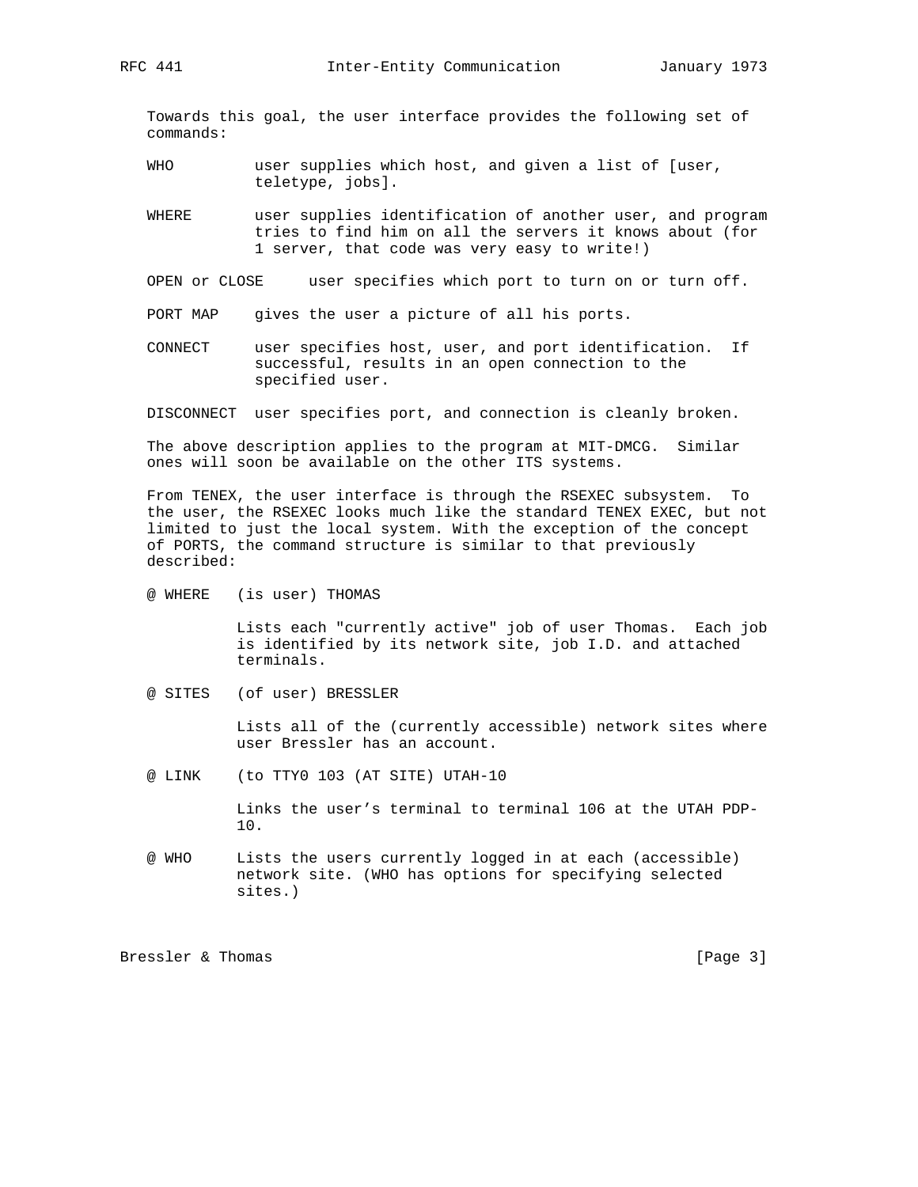Towards this goal, the user interface provides the following set of commands:

- **WHO** — user supplies which host, and given a list of [user, teletype, jobs].
- **WHERE** — user supplies identification of another user, and program tries to find him on all the servers it knows about (for 1 server, that code was very easy to write!)
- **OPEN or CLOSE** — user specifies which port to turn on or turn off.
- **PORT MAP** — gives the user a picture of all his ports.
- **CONNECT** — user specifies host, user, and port identification. If successful, results in an open connection to the specified user.
- **DISCONNECT** — user specifies port, and connection is cleanly broken.

The above description applies to the program at MIT-DMCG. Similar ones will soon be available on the other ITS systems.

From TENEX, the user interface is through the RSEXEC subsystem. To the user, the RSEXEC looks much like the standard TENEX EXEC, but not limited to just the local system. With the exception of the concept of PORTS, the command structure is similar to that previously described:

```
@ WHERE   (is user) THOMAS
```

Lists each "currently active" job of user Thomas. Each job is identified by its network site, job I.D. and attached terminals.

```
@ SITES   (of user) BRESSLER
```

Lists all of the (currently accessible) network sites where user Bressler has an account.

```
@ LINK    (to TTY0 103 (AT SITE) UTAH-10
```

Links the user's terminal to terminal 106 at the UTAH PDP-10.

```
@ WHO
```

Lists the users currently logged in at each (accessible) network site. (WHO has options for specifying selected sites.)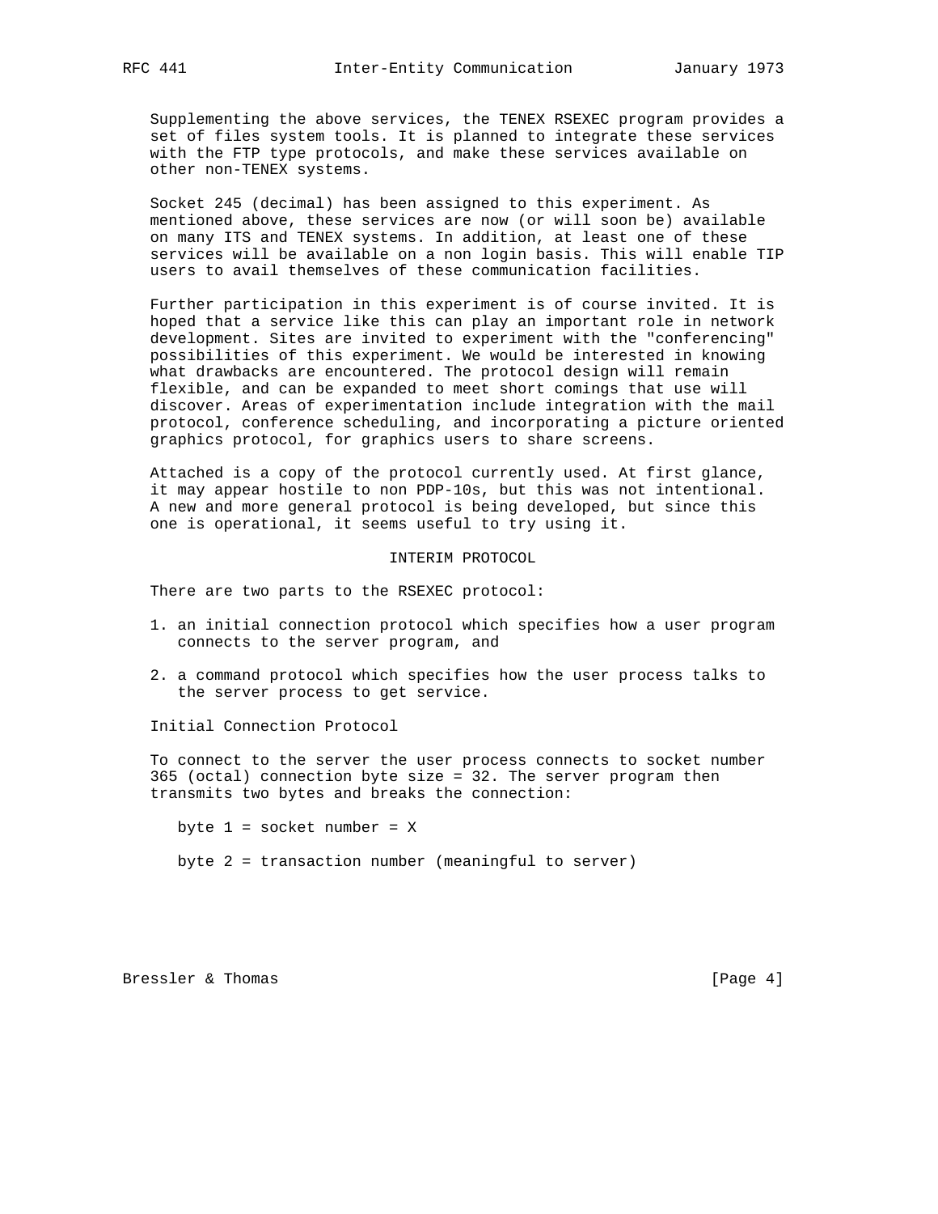Supplementing the above services, the TENEX RSEXEC program provides a set of files system tools. It is planned to integrate these services with the FTP type protocols, and make these services available on other non-TENEX systems.

Socket 245 (decimal) has been assigned to this experiment. As mentioned above, these services are now (or will soon be) available on many ITS and TENEX systems. In addition, at least one of these services will be available on a non login basis. This will enable TIP users to avail themselves of these communication facilities.

Further participation in this experiment is of course invited. It is hoped that a service like this can play an important role in network development. Sites are invited to experiment with the "conferencing" possibilities of this experiment. We would be interested in knowing what drawbacks are encountered. The protocol design will remain flexible, and can be expanded to meet short comings that use will discover. Areas of experimentation include integration with the mail protocol, conference scheduling, and incorporating a picture oriented graphics protocol, for graphics users to share screens.

Attached is a copy of the protocol currently used. At first glance, it may appear hostile to non PDP-10s, but this was not intentional. A new and more general protocol is being developed, but since this one is operational, it seems useful to try using it.

## INTERIM PROTOCOL

There are two parts to the RSEXEC protocol:

1. an initial connection protocol which specifies how a user program connects to the server program, and
2. a command protocol which specifies how the user process talks to the server process to get service.

### Initial Connection Protocol

To connect to the server the user process connects to socket number 365 (octal) connection byte size = 32. The server program then transmits two bytes and breaks the connection:

byte 1 = socket number = X

byte 2 = transaction number (meaningful to server)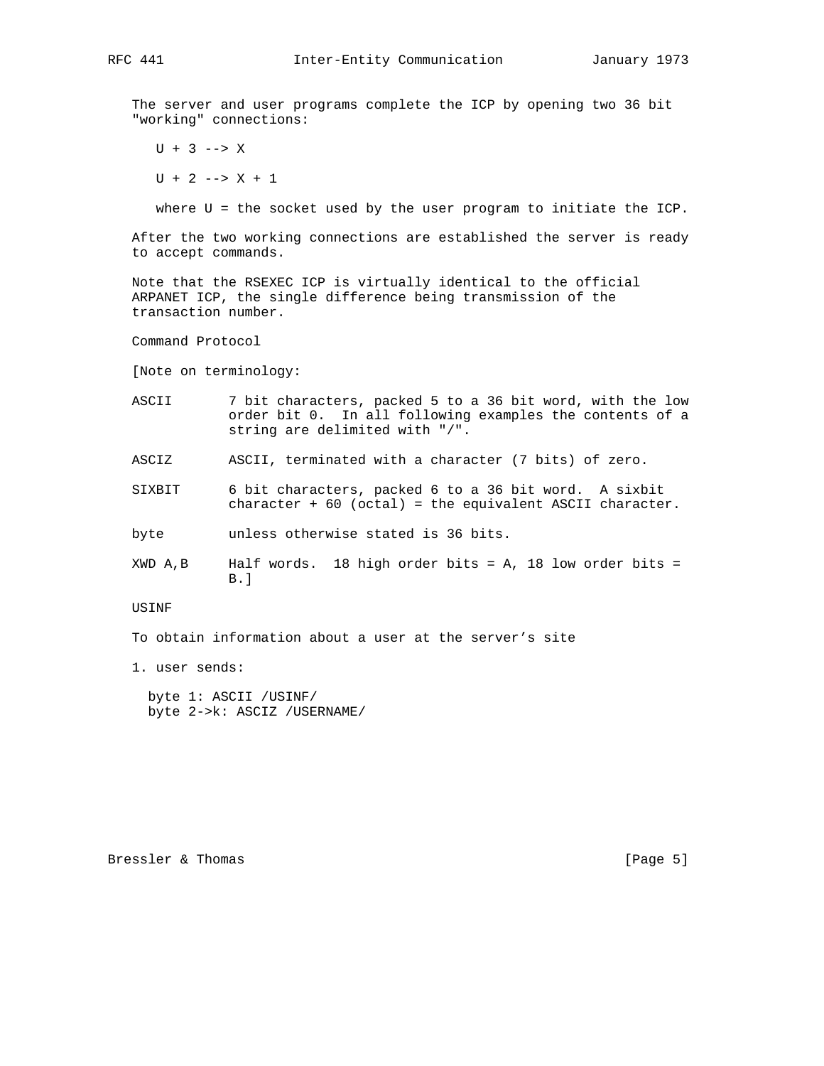The server and user programs complete the ICP by opening two 36 bit "working" connections:

```
U + 3 --> X

U + 2 --> X + 1
```

where U = the socket used by the user program to initiate the ICP.

After the two working connections are established the server is ready to accept commands.

Note that the RSEXEC ICP is virtually identical to the official ARPANET ICP, the single difference being transmission of the transaction number.

Command Protocol

[Note on terminology:

ASCII — 7 bit characters, packed 5 to a 36 bit word, with the low order bit 0. In all following examples the contents of a string are delimited with "/".

ASCIZ — ASCII, terminated with a character (7 bits) of zero.

SIXBIT — 6 bit characters, packed 6 to a 36 bit word. A sixbit character + 60 (octal) = the equivalent ASCII character.

byte — unless otherwise stated is 36 bits.

XWD A,B — Half words. 18 high order bits = A, 18 low order bits = B.]

USINF

To obtain information about a user at the server's site

1. user sends:

```
byte 1: ASCII /USINF/
byte 2->k: ASCIZ /USERNAME/
```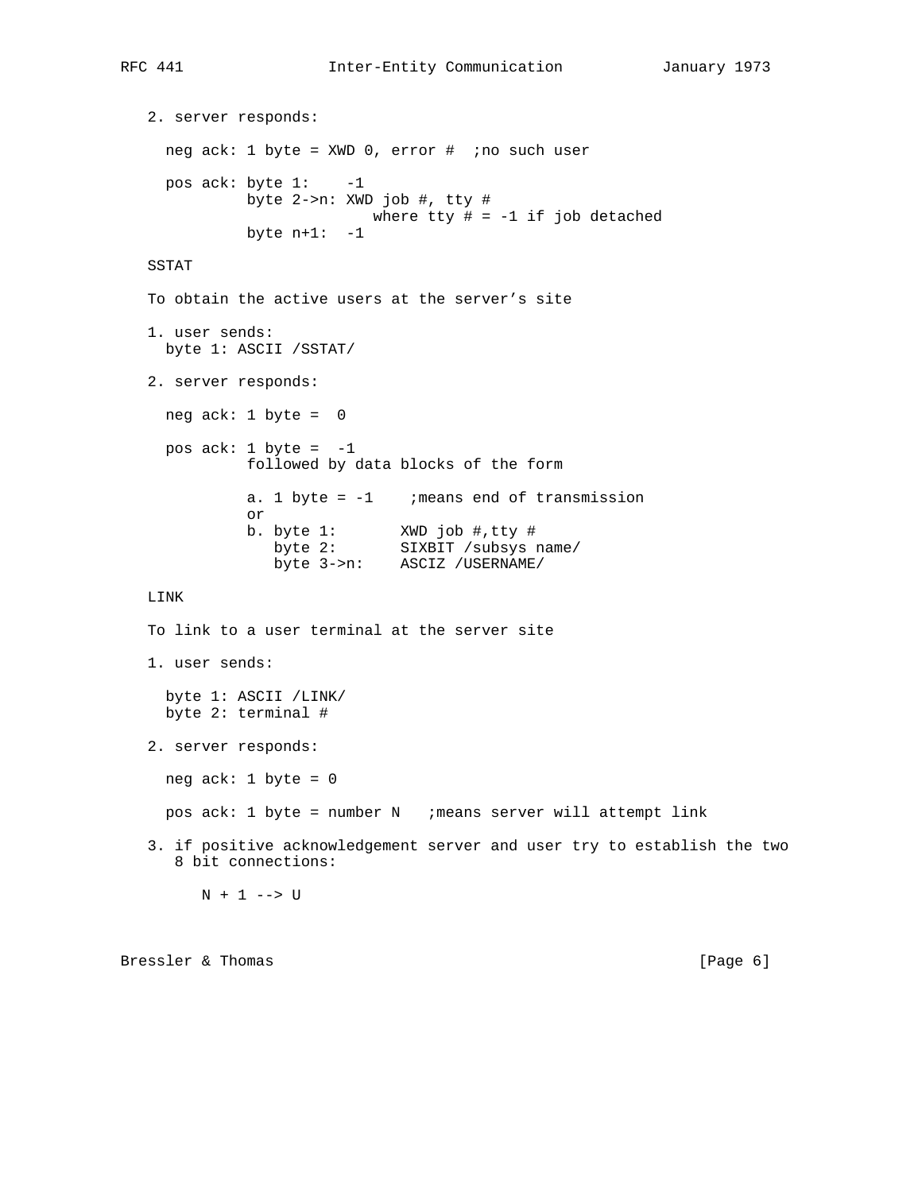2. server responds:

```
  neg ack: 1 byte = XWD 0, error #  ;no such user

  pos ack: byte 1:    -1
           byte 2->n: XWD job #, tty #
                          where tty # = -1 if job detached
           byte n+1:  -1
```

SSTAT

To obtain the active users at the server's site

1. user sends:

```
  byte 1: ASCII /SSTAT/
```

2. server responds:

```
  neg ack: 1 byte =  0

  pos ack: 1 byte =  -1
           followed by data blocks of the form

           a. 1 byte = -1    ;means end of transmission
           or
           b. byte 1:       XWD job #,tty #
              byte 2:       SIXBIT /subsys name/
              byte 3->n:    ASCIZ /USERNAME/
```

LINK

To link to a user terminal at the server site

1. user sends:

```
  byte 1: ASCII /LINK/
  byte 2: terminal #
```

2. server responds:

```
  neg ack: 1 byte = 0

  pos ack: 1 byte = number N   ;means server will attempt link
```

3. if positive acknowledgement server and user try to establish the two 8 bit connections:

```
    N + 1 --> U
```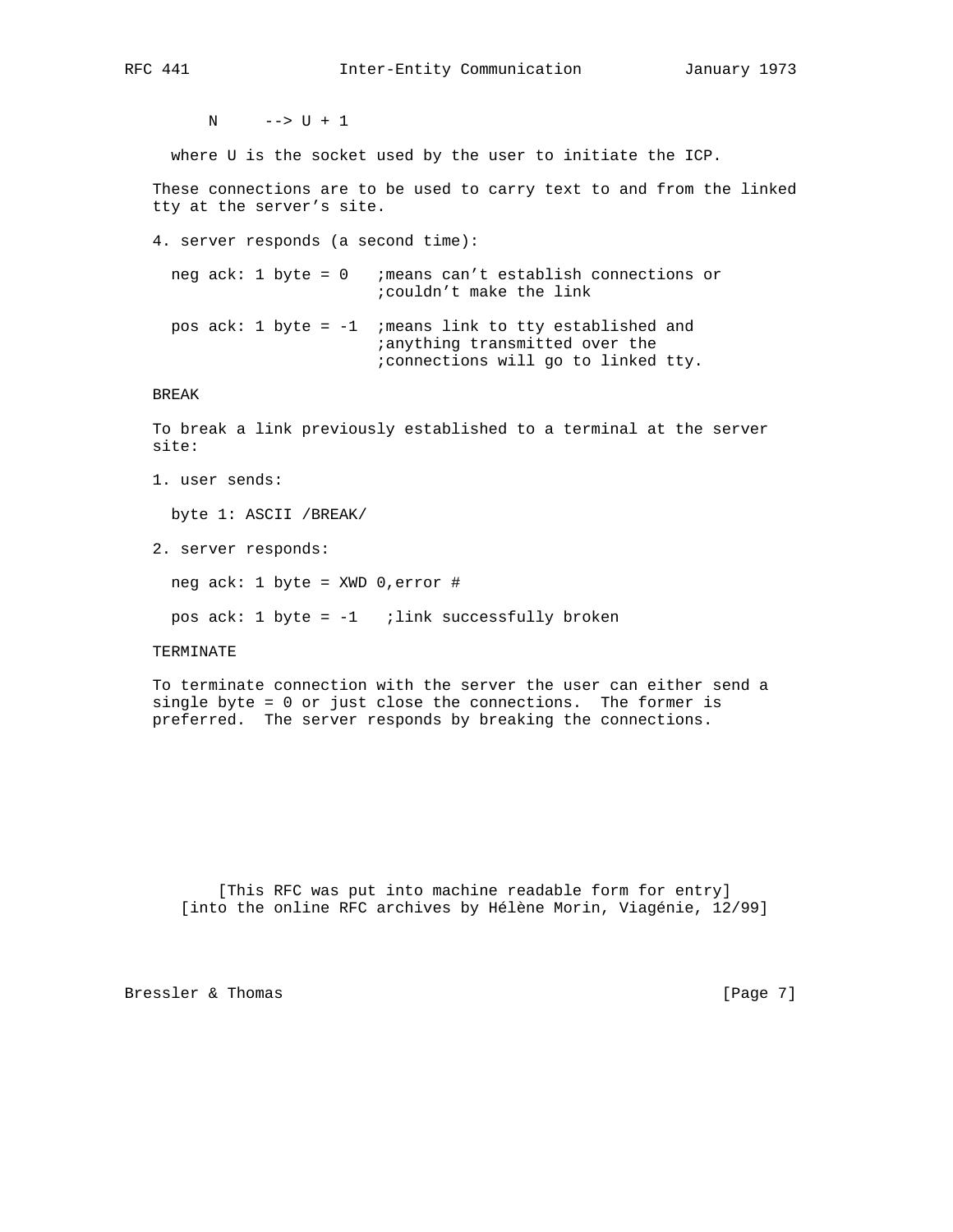```
N     --> U + 1
```

where U is the socket used by the user to initiate the ICP.

These connections are to be used to carry text to and from the linked tty at the server's site.

4. server responds (a second time):

```
neg ack: 1 byte = 0   ;means can't establish connections or
                      ;couldn't make the link

pos ack: 1 byte = -1  ;means link to tty established and
                      ;anything transmitted over the
                      ;connections will go to linked tty.
```

BREAK

To break a link previously established to a terminal at the server site:

1. user sends:

```
byte 1: ASCII /BREAK/
```

2. server responds:

```
neg ack: 1 byte = XWD 0,error #

pos ack: 1 byte = -1   ;link successfully broken
```

TERMINATE

To terminate connection with the server the user can either send a single byte = 0 or just close the connections. The former is preferred. The server responds by breaking the connections.

[This RFC was put into machine readable form for entry]
[into the online RFC archives by Hélène Morin, Viagénie, 12/99]